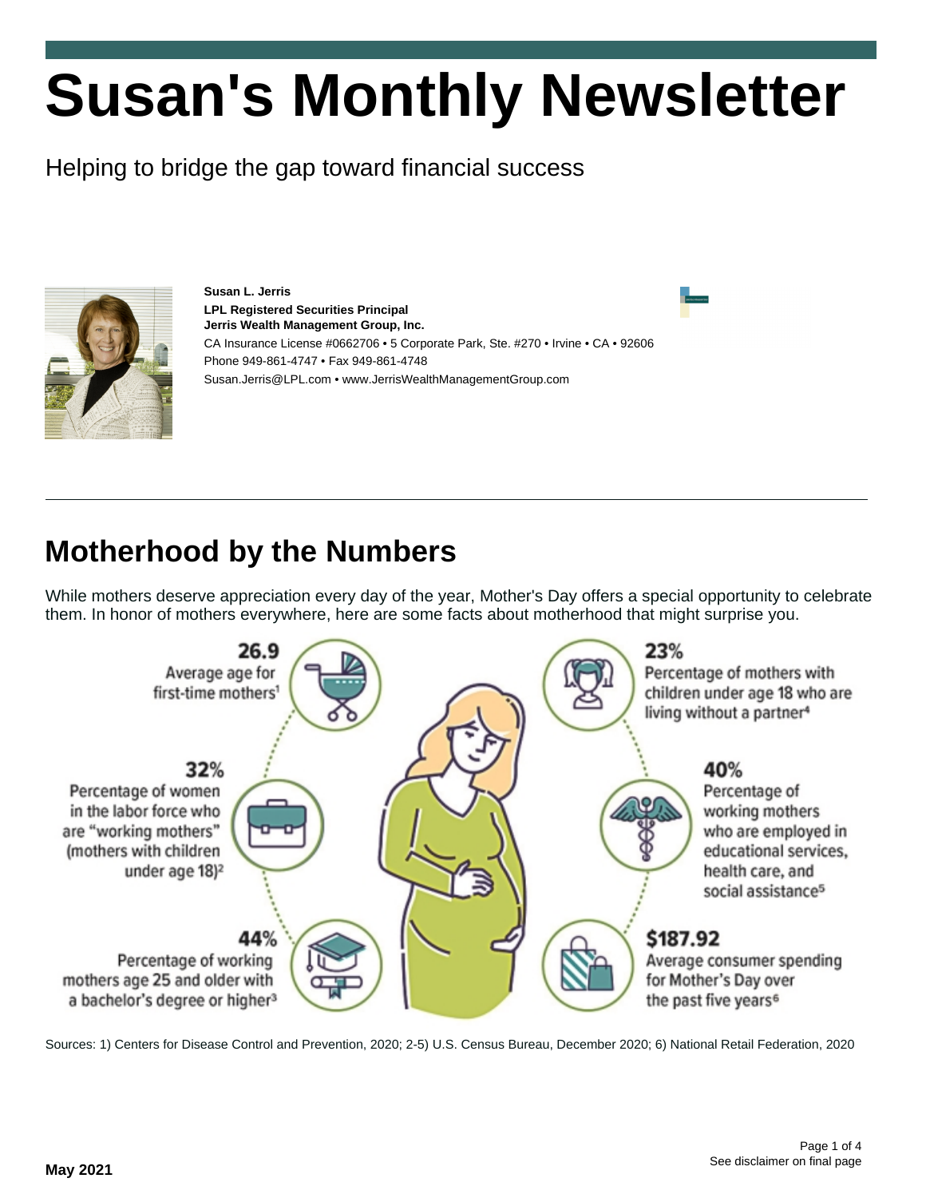# Susan's Monthly Newsletter

Helping to bridge the gap toward financial success

**Susan L. Jerris**
**LPL Registered Securities Principal**
**Jerris Wealth Management Group, Inc.**
CA Insurance License #0662706 • 5 Corporate Park, Ste. #270 • Irvine • CA • 92606
Phone 949-861-4747 • Fax 949-861-4748
Susan.Jerris@LPL.com • www.JerrisWealthManagementGroup.com

---

## Motherhood by the Numbers

While mothers deserve appreciation every day of the year, Mother's Day offers a special opportunity to celebrate them. In honor of mothers everywhere, here are some facts about motherhood that might surprise you.

**26.9**
Average age for first-time mothers[1]

**32%**
Percentage of women in the labor force who are "working mothers" (mothers with children under age 18)[2]

**44%**
Percentage of working mothers age 25 and older with a bachelor's degree or higher[3]

**23%**
Percentage of mothers with children under age 18 who are living without a partner[4]

**40%**
Percentage of working mothers who are employed in educational services, health care, and social assistance[5]

**$187.92**
Average consumer spending for Mother's Day over the past five years[6]

Sources: 1) Centers for Disease Control and Prevention, 2020; 2-5) U.S. Census Bureau, December 2020; 6) National Retail Federation, 2020

See disclaimer on final page

**May 2021**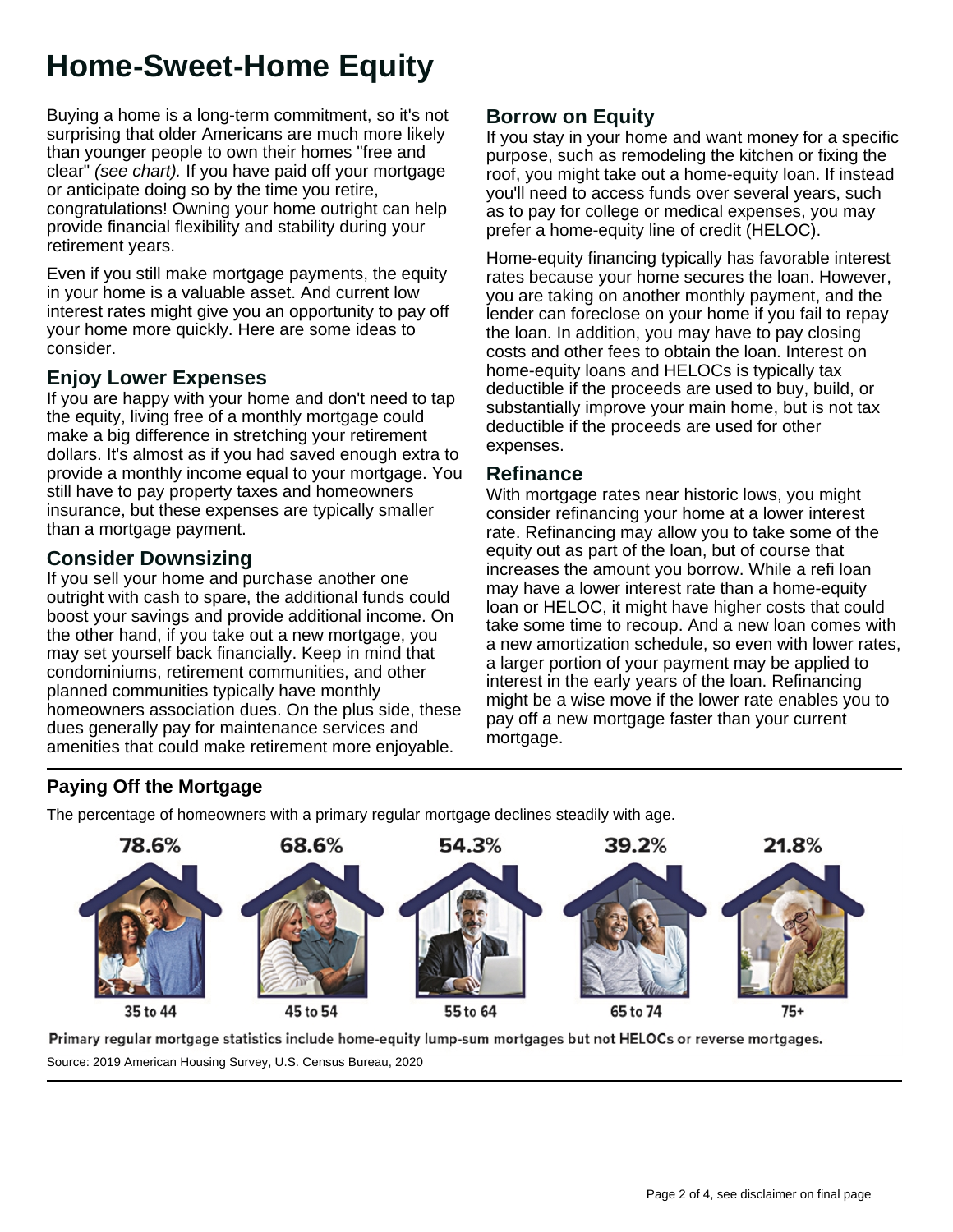# Home-Sweet-Home Equity

Buying a home is a long-term commitment, so it's not surprising that older Americans are much more likely than younger people to own their homes "free and clear" *(see chart).* If you have paid off your mortgage or anticipate doing so by the time you retire, congratulations! Owning your home outright can help provide financial flexibility and stability during your retirement years.

Even if you still make mortgage payments, the equity in your home is a valuable asset. And current low interest rates might give you an opportunity to pay off your home more quickly. Here are some ideas to consider.

## Enjoy Lower Expenses

If you are happy with your home and don't need to tap the equity, living free of a monthly mortgage could make a big difference in stretching your retirement dollars. It's almost as if you had saved enough extra to provide a monthly income equal to your mortgage. You still have to pay property taxes and homeowners insurance, but these expenses are typically smaller than a mortgage payment.

## Consider Downsizing

If you sell your home and purchase another one outright with cash to spare, the additional funds could boost your savings and provide additional income. On the other hand, if you take out a new mortgage, you may set yourself back financially. Keep in mind that condominiums, retirement communities, and other planned communities typically have monthly homeowners association dues. On the plus side, these dues generally pay for maintenance services and amenities that could make retirement more enjoyable.

## Borrow on Equity

If you stay in your home and want money for a specific purpose, such as remodeling the kitchen or fixing the roof, you might take out a home-equity loan. If instead you'll need to access funds over several years, such as to pay for college or medical expenses, you may prefer a home-equity line of credit (HELOC).

Home-equity financing typically has favorable interest rates because your home secures the loan. However, you are taking on another monthly payment, and the lender can foreclose on your home if you fail to repay the loan. In addition, you may have to pay closing costs and other fees to obtain the loan. Interest on home-equity loans and HELOCs is typically tax deductible if the proceeds are used to buy, build, or substantially improve your main home, but is not tax deductible if the proceeds are used for other expenses.

## Refinance

With mortgage rates near historic lows, you might consider refinancing your home at a lower interest rate. Refinancing may allow you to take some of the equity out as part of the loan, but of course that increases the amount you borrow. While a refi loan may have a lower interest rate than a home-equity loan or HELOC, it might have higher costs that could take some time to recoup. And a new loan comes with a new amortization schedule, so even with lower rates, a larger portion of your payment may be applied to interest in the early years of the loan. Refinancing might be a wise move if the lower rate enables you to pay off a new mortgage faster than your current mortgage.

### Paying Off the Mortgage

The percentage of homeowners with a primary regular mortgage declines steadily with age.

| 35 to 44 | 45 to 54 | 55 to 64 | 65 to 74 | 75+ |
|---|---|---|---|---|
| 78.6% | 68.6% | 54.3% | 39.2% | 21.8% |

Primary regular mortgage statistics include home-equity lump-sum mortgages but not HELOCs or reverse mortgages.

Source: 2019 American Housing Survey, U.S. Census Bureau, 2020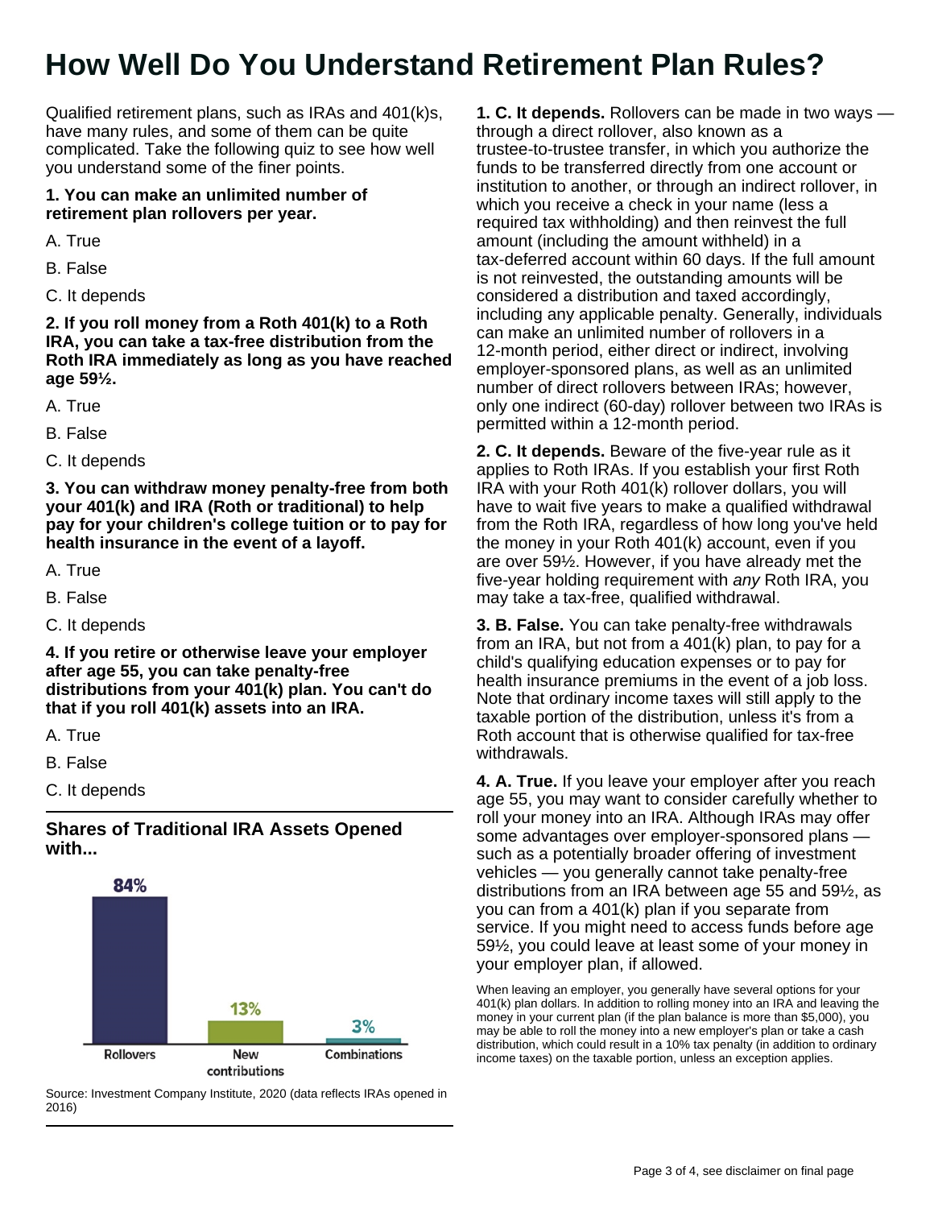# How Well Do You Understand Retirement Plan Rules?

Qualified retirement plans, such as IRAs and 401(k)s, have many rules, and some of them can be quite complicated. Take the following quiz to see how well you understand some of the finer points.

**1. You can make an unlimited number of retirement plan rollovers per year.**

A. True

B. False

C. It depends

**2. If you roll money from a Roth 401(k) to a Roth IRA, you can take a tax-free distribution from the Roth IRA immediately as long as you have reached age 59½.**

A. True

B. False

C. It depends

**3. You can withdraw money penalty-free from both your 401(k) and IRA (Roth or traditional) to help pay for your children's college tuition or to pay for health insurance in the event of a layoff.**

A. True

B. False

C. It depends

**4. If you retire or otherwise leave your employer after age 55, you can take penalty-free distributions from your 401(k) plan. You can't do that if you roll 401(k) assets into an IRA.**

A. True

B. False

C. It depends

### Shares of Traditional IRA Assets Opened with...

| Rollovers | New contributions | Combinations |
|---|---|---|
| 84% | 13% | 3% |

Source: Investment Company Institute, 2020 (data reflects IRAs opened in 2016)

**1. C. It depends.** Rollovers can be made in two ways — through a direct rollover, also known as a trustee-to-trustee transfer, in which you authorize the funds to be transferred directly from one account or institution to another, or through an indirect rollover, in which you receive a check in your name (less a required tax withholding) and then reinvest the full amount (including the amount withheld) in a tax-deferred account within 60 days. If the full amount is not reinvested, the outstanding amounts will be considered a distribution and taxed accordingly, including any applicable penalty. Generally, individuals can make an unlimited number of rollovers in a 12-month period, either direct or indirect, involving employer-sponsored plans, as well as an unlimited number of direct rollovers between IRAs; however, only one indirect (60-day) rollover between two IRAs is permitted within a 12-month period.

**2. C. It depends.** Beware of the five-year rule as it applies to Roth IRAs. If you establish your first Roth IRA with your Roth 401(k) rollover dollars, you will have to wait five years to make a qualified withdrawal from the Roth IRA, regardless of how long you've held the money in your Roth 401(k) account, even if you are over 59½. However, if you have already met the five-year holding requirement with *any* Roth IRA, you may take a tax-free, qualified withdrawal.

**3. B. False.** You can take penalty-free withdrawals from an IRA, but not from a 401(k) plan, to pay for a child's qualifying education expenses or to pay for health insurance premiums in the event of a job loss. Note that ordinary income taxes will still apply to the taxable portion of the distribution, unless it's from a Roth account that is otherwise qualified for tax-free withdrawals.

**4. A. True.** If you leave your employer after you reach age 55, you may want to consider carefully whether to roll your money into an IRA. Although IRAs may offer some advantages over employer-sponsored plans — such as a potentially broader offering of investment vehicles — you generally cannot take penalty-free distributions from an IRA between age 55 and 59½, as you can from a 401(k) plan if you separate from service. If you might need to access funds before age 59½, you could leave at least some of your money in your employer plan, if allowed.

When leaving an employer, you generally have several options for your 401(k) plan dollars. In addition to rolling money into an IRA and leaving the money in your current plan (if the plan balance is more than $5,000), you may be able to roll the money into a new employer's plan or take a cash distribution, which could result in a 10% tax penalty (in addition to ordinary income taxes) on the taxable portion, unless an exception applies.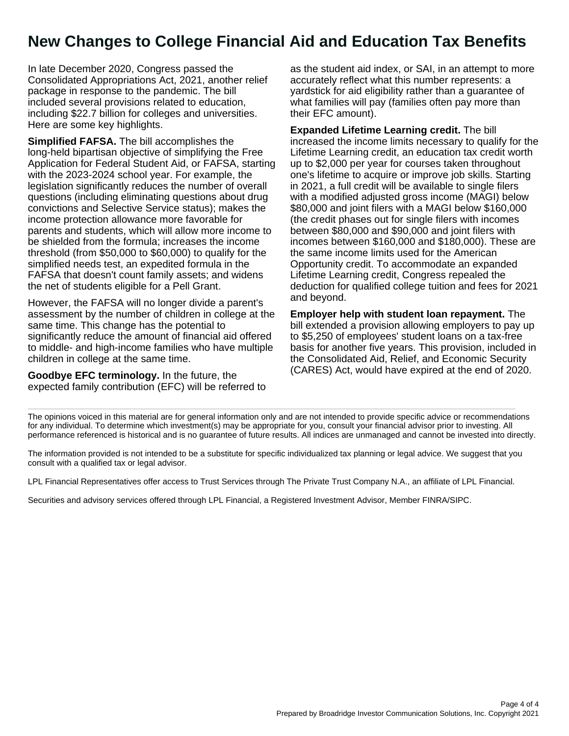# New Changes to College Financial Aid and Education Tax Benefits

In late December 2020, Congress passed the Consolidated Appropriations Act, 2021, another relief package in response to the pandemic. The bill included several provisions related to education, including $22.7 billion for colleges and universities. Here are some key highlights.

**Simplified FAFSA.** The bill accomplishes the long-held bipartisan objective of simplifying the Free Application for Federal Student Aid, or FAFSA, starting with the 2023-2024 school year. For example, the legislation significantly reduces the number of overall questions (including eliminating questions about drug convictions and Selective Service status); makes the income protection allowance more favorable for parents and students, which will allow more income to be shielded from the formula; increases the income threshold (from $50,000 to $60,000) to qualify for the simplified needs test, an expedited formula in the FAFSA that doesn't count family assets; and widens the net of students eligible for a Pell Grant.

However, the FAFSA will no longer divide a parent's assessment by the number of children in college at the same time. This change has the potential to significantly reduce the amount of financial aid offered to middle- and high-income families who have multiple children in college at the same time.

**Goodbye EFC terminology.** In the future, the expected family contribution (EFC) will be referred to as the student aid index, or SAI, in an attempt to more accurately reflect what this number represents: a yardstick for aid eligibility rather than a guarantee of what families will pay (families often pay more than their EFC amount).

**Expanded Lifetime Learning credit.** The bill increased the income limits necessary to qualify for the Lifetime Learning credit, an education tax credit worth up to $2,000 per year for courses taken throughout one's lifetime to acquire or improve job skills. Starting in 2021, a full credit will be available to single filers with a modified adjusted gross income (MAGI) below $80,000 and joint filers with a MAGI below $160,000 (the credit phases out for single filers with incomes between $80,000 and $90,000 and joint filers with incomes between $160,000 and $180,000). These are the same income limits used for the American Opportunity credit. To accommodate an expanded Lifetime Learning credit, Congress repealed the deduction for qualified college tuition and fees for 2021 and beyond.

**Employer help with student loan repayment.** The bill extended a provision allowing employers to pay up to $5,250 of employees' student loans on a tax-free basis for another five years. This provision, included in the Consolidated Aid, Relief, and Economic Security (CARES) Act, would have expired at the end of 2020.

---

The opinions voiced in this material are for general information only and are not intended to provide specific advice or recommendations for any individual. To determine which investment(s) may be appropriate for you, consult your financial advisor prior to investing. All performance referenced is historical and is no guarantee of future results. All indices are unmanaged and cannot be invested into directly.

The information provided is not intended to be a substitute for specific individualized tax planning or legal advice. We suggest that you consult with a qualified tax or legal advisor.

LPL Financial Representatives offer access to Trust Services through The Private Trust Company N.A., an affiliate of LPL Financial.

Securities and advisory services offered through LPL Financial, a Registered Investment Advisor, Member FINRA/SIPC.

Prepared by Broadridge Investor Communication Solutions, Inc. Copyright 2021